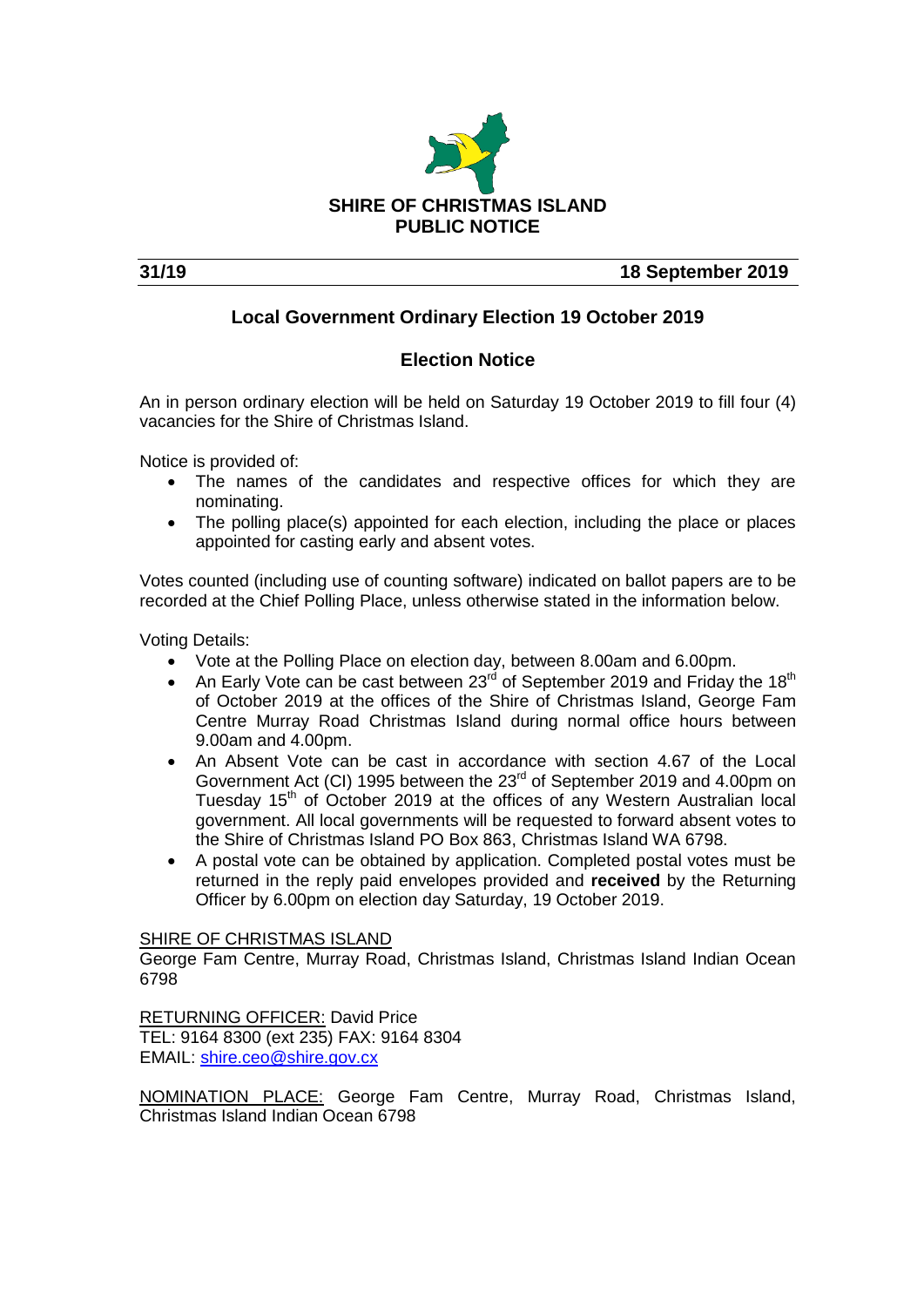**SHIRE OF CHRISTMAS ISLAND**
**PUBLIC NOTICE**

**31/19** **18 September 2019**

## Local Government Ordinary Election 19 October 2019

### Election Notice

An in person ordinary election will be held on Saturday 19 October 2019 to fill four (4) vacancies for the Shire of Christmas Island.

Notice is provided of:

- The names of the candidates and respective offices for which they are nominating.
- The polling place(s) appointed for each election, including the place or places appointed for casting early and absent votes.

Votes counted (including use of counting software) indicated on ballot papers are to be recorded at the Chief Polling Place, unless otherwise stated in the information below.

Voting Details:

- Vote at the Polling Place on election day, between 8.00am and 6.00pm.
- An Early Vote can be cast between 23rd of September 2019 and Friday the 18th of October 2019 at the offices of the Shire of Christmas Island, George Fam Centre Murray Road Christmas Island during normal office hours between 9.00am and 4.00pm.
- An Absent Vote can be cast in accordance with section 4.67 of the Local Government Act (CI) 1995 between the 23rd of September 2019 and 4.00pm on Tuesday 15th of October 2019 at the offices of any Western Australian local government. All local governments will be requested to forward absent votes to the Shire of Christmas Island PO Box 863, Christmas Island WA 6798.
- A postal vote can be obtained by application. Completed postal votes must be returned in the reply paid envelopes provided and **received** by the Returning Officer by 6.00pm on election day Saturday, 19 October 2019.

<u>SHIRE OF CHRISTMAS ISLAND</u>
George Fam Centre, Murray Road, Christmas Island, Christmas Island Indian Ocean 6798

<u>RETURNING OFFICER:</u> David Price
TEL: 9164 8300 (ext 235) FAX: 9164 8304
EMAIL: shire.ceo@shire.gov.cx

<u>NOMINATION PLACE:</u> George Fam Centre, Murray Road, Christmas Island, Christmas Island Indian Ocean 6798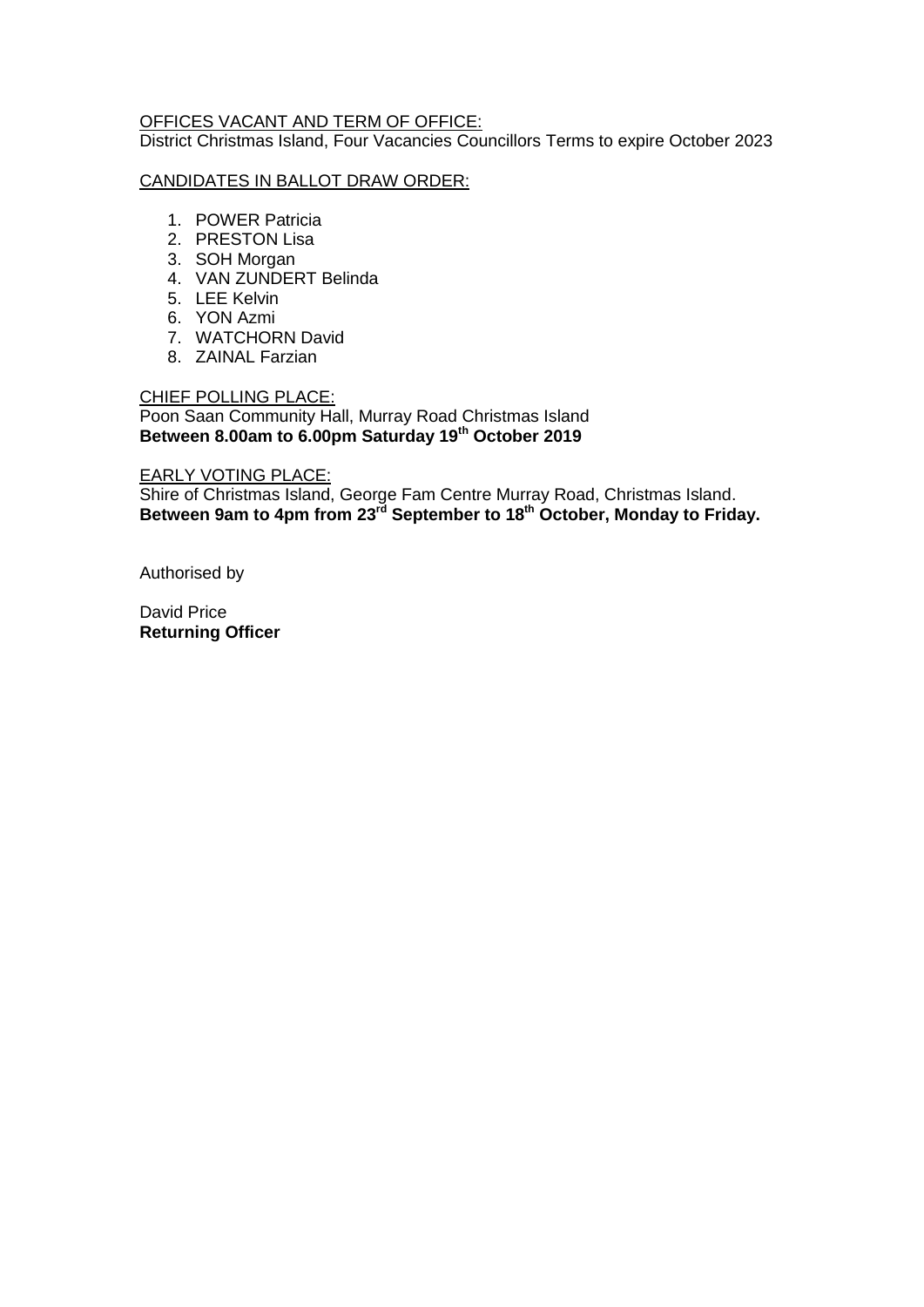OFFICES VACANT AND TERM OF OFFICE:

District Christmas Island, Four Vacancies Councillors Terms to expire October 2023

CANDIDATES IN BALLOT DRAW ORDER:

1. POWER Patricia
2. PRESTON Lisa
3. SOH Morgan
4. VAN ZUNDERT Belinda
5. LEE Kelvin
6. YON Azmi
7. WATCHORN David
8. ZAINAL Farzian

CHIEF POLLING PLACE:

Poon Saan Community Hall, Murray Road Christmas Island

**Between 8.00am to 6.00pm Saturday 19th October 2019**

EARLY VOTING PLACE:

Shire of Christmas Island, George Fam Centre Murray Road, Christmas Island.

**Between 9am to 4pm from 23rd September to 18th October, Monday to Friday.**

Authorised by

David Price

**Returning Officer**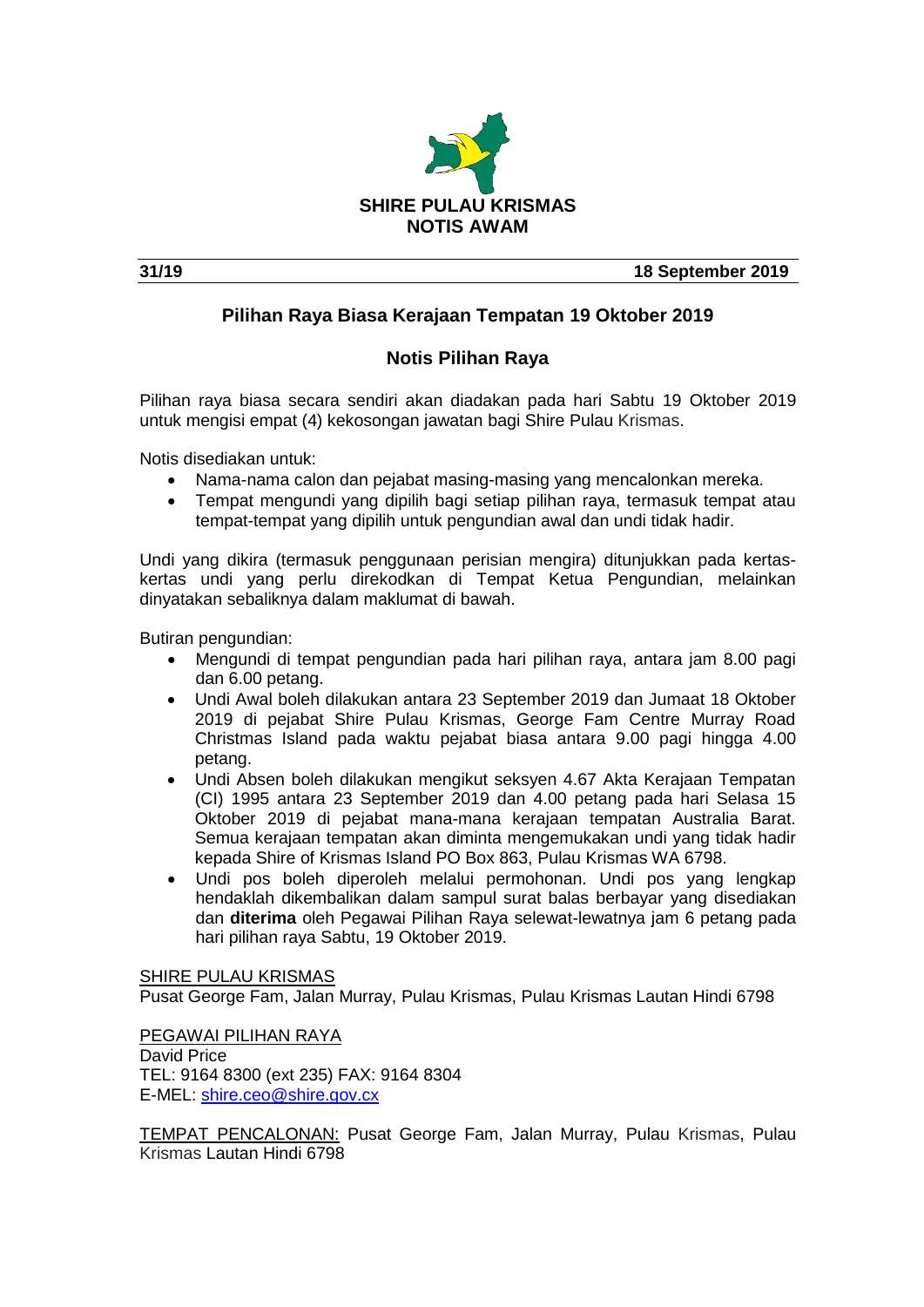**SHIRE PULAU KRISMAS**
**NOTIS AWAM**

**31/19** **18 September 2019**

## Pilihan Raya Biasa Kerajaan Tempatan 19 Oktober 2019

### Notis Pilihan Raya

Pilihan raya biasa secara sendiri akan diadakan pada hari Sabtu 19 Oktober 2019 untuk mengisi empat (4) kekosongan jawatan bagi Shire Pulau Krismas.

Notis disediakan untuk:

- Nama-nama calon dan pejabat masing-masing yang mencalonkan mereka.
- Tempat mengundi yang dipilih bagi setiap pilihan raya, termasuk tempat atau tempat-tempat yang dipilih untuk pengundian awal dan undi tidak hadir.

Undi yang dikira (termasuk penggunaan perisian mengira) ditunjukkan pada kertas-kertas undi yang perlu direkodkan di Tempat Ketua Pengundian, melainkan dinyatakan sebaliknya dalam maklumat di bawah.

Butiran pengundian:

- Mengundi di tempat pengundian pada hari pilihan raya, antara jam 8.00 pagi dan 6.00 petang.
- Undi Awal boleh dilakukan antara 23 September 2019 dan Jumaat 18 Oktober 2019 di pejabat Shire Pulau Krismas, George Fam Centre Murray Road Christmas Island pada waktu pejabat biasa antara 9.00 pagi hingga 4.00 petang.
- Undi Absen boleh dilakukan mengikut seksyen 4.67 Akta Kerajaan Tempatan (CI) 1995 antara 23 September 2019 dan 4.00 petang pada hari Selasa 15 Oktober 2019 di pejabat mana-mana kerajaan tempatan Australia Barat. Semua kerajaan tempatan akan diminta mengemukakan undi yang tidak hadir kepada Shire of Krismas Island PO Box 863, Pulau Krismas WA 6798.
- Undi pos boleh diperoleh melalui permohonan. Undi pos yang lengkap hendaklah dikembalikan dalam sampul surat balas berbayar yang disediakan dan **diterima** oleh Pegawai Pilihan Raya selewat-lewatnya jam 6 petang pada hari pilihan raya Sabtu, 19 Oktober 2019.

<u>SHIRE PULAU KRISMAS</u>
Pusat George Fam, Jalan Murray, Pulau Krismas, Pulau Krismas Lautan Hindi 6798

<u>PEGAWAI PILIHAN RAYA</u>
David Price
TEL: 9164 8300 (ext 235) FAX: 9164 8304
E-MEL: shire.ceo@shire.gov.cx

<u>TEMPAT PENCALONAN:</u> Pusat George Fam, Jalan Murray, Pulau Krismas, Pulau Krismas Lautan Hindi 6798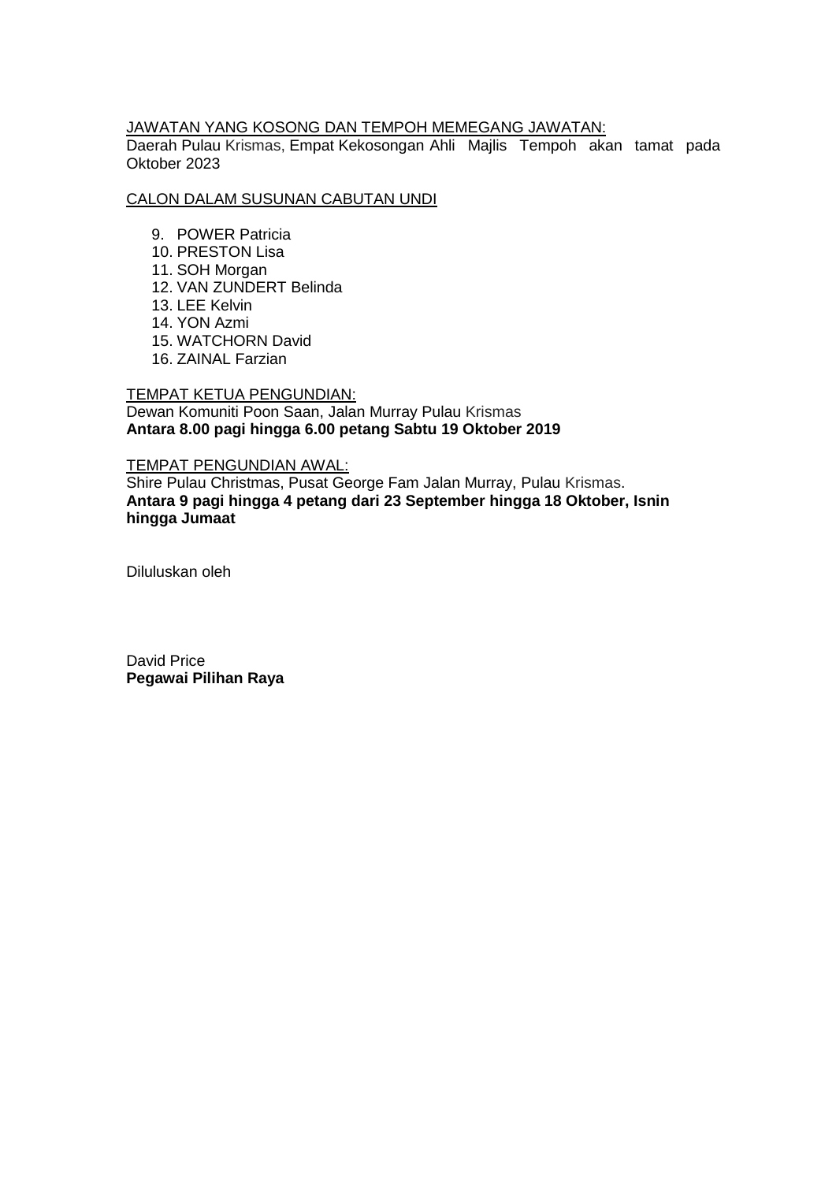JAWATAN YANG KOSONG DAN TEMPOH MEMEGANG JAWATAN:
Daerah Pulau Krismas, Empat Kekosongan Ahli Majlis Tempoh akan tamat pada Oktober 2023

CALON DALAM SUSUNAN CABUTAN UNDI

9. POWER Patricia
10. PRESTON Lisa
11. SOH Morgan
12. VAN ZUNDERT Belinda
13. LEE Kelvin
14. YON Azmi
15. WATCHORN David
16. ZAINAL Farzian

TEMPAT KETUA PENGUNDIAN:
Dewan Komuniti Poon Saan, Jalan Murray Pulau Krismas
**Antara 8.00 pagi hingga 6.00 petang Sabtu 19 Oktober 2019**

TEMPAT PENGUNDIAN AWAL:
Shire Pulau Christmas, Pusat George Fam Jalan Murray, Pulau Krismas.
**Antara 9 pagi hingga 4 petang dari 23 September hingga 18 Oktober, Isnin hingga Jumaat**

Diluluskan oleh

David Price
**Pegawai Pilihan Raya**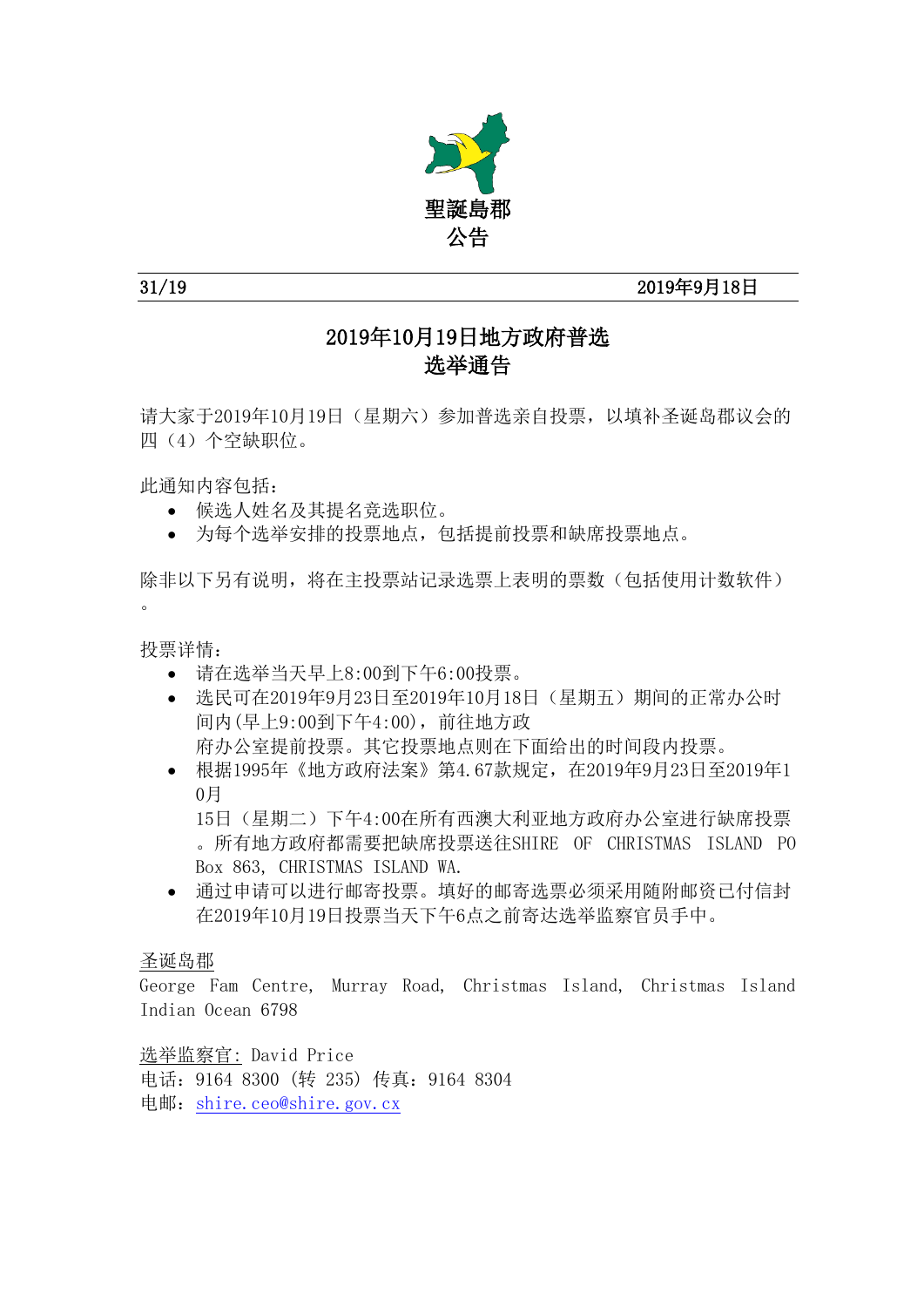**聖誕島郡**
**公告**

31/19　　　　　　　　　　　　　　　　　　　　　　　　2019年9月18日

## 2019年10月19日地方政府普选
## 选举通告

请大家于2019年10月19日（星期六）参加普选亲自投票，以填补圣诞岛郡议会的四（4）个空缺职位。

此通知内容包括：

- 候选人姓名及其提名竞选职位。
- 为每个选举安排的投票地点，包括提前投票和缺席投票地点。

除非以下另有说明，将在主投票站记录选票上表明的票数（包括使用计数软件）。

投票详情：

- 请在选举当天早上8:00到下午6:00投票。
- 选民可在2019年9月23日至2019年10月18日（星期五）期间的正常办公时间内(早上9:00到下午4:00)，前往地方政府办公室提前投票。其它投票地点则在下面给出的时间段内投票。
- 根据1995年《地方政府法案》第4.67款规定，在2019年9月23日至2019年10月15日（星期二）下午4:00在所有西澳大利亚地方政府办公室进行缺席投票。所有地方政府都需要把缺席投票送往SHIRE OF CHRISTMAS ISLAND PO Box 863, CHRISTMAS ISLAND WA.
- 通过申请可以进行邮寄投票。填好的邮寄选票必须采用随附邮资已付信封在2019年10月19日投票当天下午6点之前寄达选举监察官员手中。

圣诞岛郡
George Fam Centre, Murray Road, Christmas Island, Christmas Island Indian Ocean 6798

选举监察官: David Price
电话：9164 8300 (转 235) 传真：9164 8304
电邮：shire.ceo@shire.gov.cx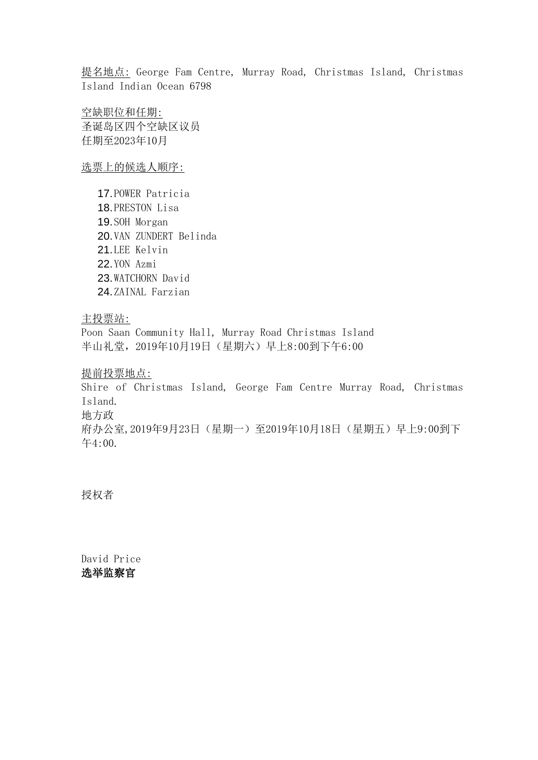<u>提名地点:</u> George Fam Centre, Murray Road, Christmas Island, Christmas Island Indian Ocean 6798

<u>空缺职位和任期:</u>
圣诞岛区四个空缺区议员
任期至2023年10月

<u>选票上的候选人顺序:</u>

17. POWER Patricia
18. PRESTON Lisa
19. SOH Morgan
20. VAN ZUNDERT Belinda
21. LEE Kelvin
22. YON Azmi
23. WATCHORN David
24. ZAINAL Farzian

<u>主投票站:</u>
Poon Saan Community Hall, Murray Road Christmas Island
半山礼堂，2019年10月19日（星期六）早上8:00到下午6:00

<u>提前投票地点:</u>
Shire of Christmas Island, George Fam Centre Murray Road, Christmas Island.
地方政
府办公室,2019年9月23日（星期一）至2019年10月18日（星期五）早上9:00到下午4:00.

授权者

David Price
**选举监察官**